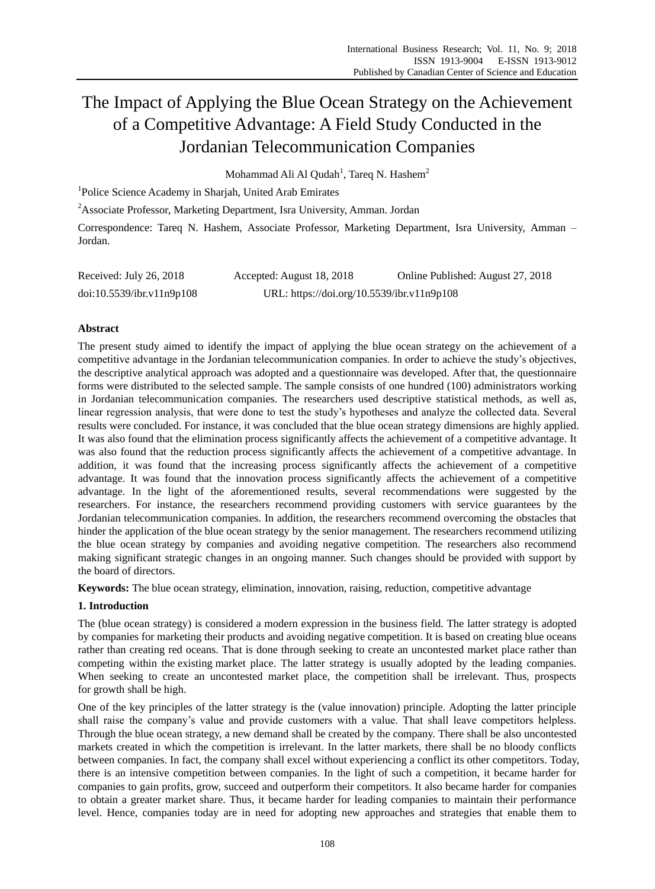# The Impact of Applying the Blue Ocean Strategy on the Achievement of a Competitive Advantage: A Field Study Conducted in the Jordanian Telecommunication Companies

Mohammad Ali Al Qudah[1], Tareq N. Hashem[2]

[1]Police Science Academy in Sharjah, United Arab Emirates

[2]Associate Professor, Marketing Department, Isra University, Amman. Jordan

Correspondence: Tareq N. Hashem, Associate Professor, Marketing Department, Isra University, Amman – Jordan.

Received: July 26, 2018 Accepted: August 18, 2018 Online Published: August 27, 2018

doi:10.5539/ibr.v11n9p108 URL: https://doi.org/10.5539/ibr.v11n9p108

## Abstract

The present study aimed to identify the impact of applying the blue ocean strategy on the achievement of a competitive advantage in the Jordanian telecommunication companies. In order to achieve the study's objectives, the descriptive analytical approach was adopted and a questionnaire was developed. After that, the questionnaire forms were distributed to the selected sample. The sample consists of one hundred (100) administrators working in Jordanian telecommunication companies. The researchers used descriptive statistical methods, as well as, linear regression analysis, that were done to test the study's hypotheses and analyze the collected data. Several results were concluded. For instance, it was concluded that the blue ocean strategy dimensions are highly applied. It was also found that the elimination process significantly affects the achievement of a competitive advantage. It was also found that the reduction process significantly affects the achievement of a competitive advantage. In addition, it was found that the increasing process significantly affects the achievement of a competitive advantage. It was found that the innovation process significantly affects the achievement of a competitive advantage. In the light of the aforementioned results, several recommendations were suggested by the researchers. For instance, the researchers recommend providing customers with service guarantees by the Jordanian telecommunication companies. In addition, the researchers recommend overcoming the obstacles that hinder the application of the blue ocean strategy by the senior management. The researchers recommend utilizing the blue ocean strategy by companies and avoiding negative competition. The researchers also recommend making significant strategic changes in an ongoing manner. Such changes should be provided with support by the board of directors.

**Keywords:** The blue ocean strategy, elimination, innovation, raising, reduction, competitive advantage

## 1. Introduction

The (blue ocean strategy) is considered a modern expression in the business field. The latter strategy is adopted by companies for marketing their products and avoiding negative competition. It is based on creating blue oceans rather than creating red oceans. That is done through seeking to create an uncontested market place rather than competing within the existing market place. The latter strategy is usually adopted by the leading companies. When seeking to create an uncontested market place, the competition shall be irrelevant. Thus, prospects for growth shall be high.

One of the key principles of the latter strategy is the (value innovation) principle. Adopting the latter principle shall raise the company's value and provide customers with a value. That shall leave competitors helpless. Through the blue ocean strategy, a new demand shall be created by the company. There shall be also uncontested markets created in which the competition is irrelevant. In the latter markets, there shall be no bloody conflicts between companies. In fact, the company shall excel without experiencing a conflict its other competitors. Today, there is an intensive competition between companies. In the light of such a competition, it became harder for companies to gain profits, grow, succeed and outperform their competitors. It also became harder for companies to obtain a greater market share. Thus, it became harder for leading companies to maintain their performance level. Hence, companies today are in need for adopting new approaches and strategies that enable them to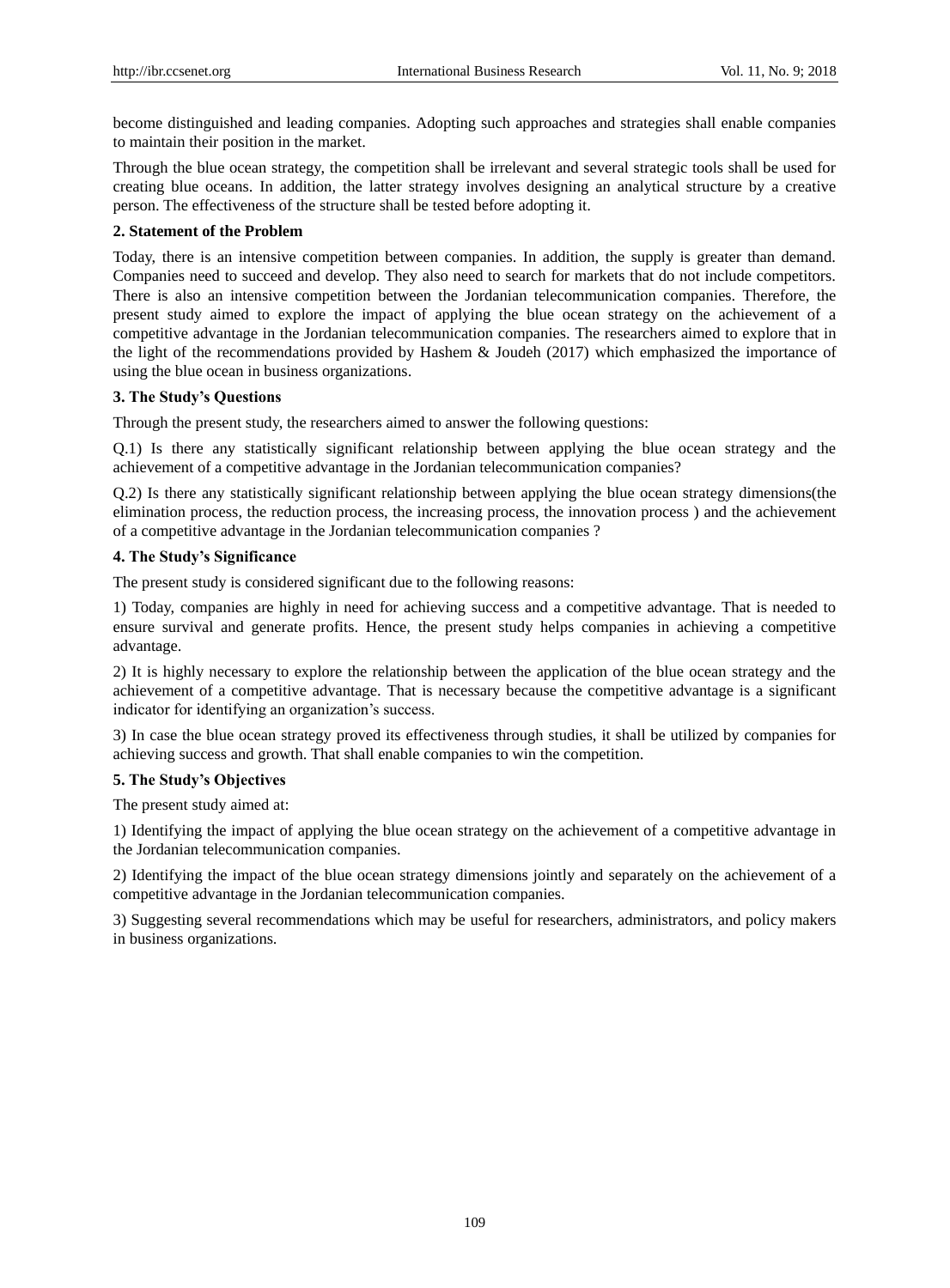become distinguished and leading companies. Adopting such approaches and strategies shall enable companies to maintain their position in the market.

Through the blue ocean strategy, the competition shall be irrelevant and several strategic tools shall be used for creating blue oceans. In addition, the latter strategy involves designing an analytical structure by a creative person. The effectiveness of the structure shall be tested before adopting it.

## 2. Statement of the Problem

Today, there is an intensive competition between companies. In addition, the supply is greater than demand. Companies need to succeed and develop. They also need to search for markets that do not include competitors. There is also an intensive competition between the Jordanian telecommunication companies. Therefore, the present study aimed to explore the impact of applying the blue ocean strategy on the achievement of a competitive advantage in the Jordanian telecommunication companies. The researchers aimed to explore that in the light of the recommendations provided by Hashem & Joudeh (2017) which emphasized the importance of using the blue ocean in business organizations.

## 3. The Study's Questions

Through the present study, the researchers aimed to answer the following questions:

Q.1) Is there any statistically significant relationship between applying the blue ocean strategy and the achievement of a competitive advantage in the Jordanian telecommunication companies?

Q.2) Is there any statistically significant relationship between applying the blue ocean strategy dimensions(the elimination process, the reduction process, the increasing process, the innovation process ) and the achievement of a competitive advantage in the Jordanian telecommunication companies ?

## 4. The Study's Significance

The present study is considered significant due to the following reasons:

1) Today, companies are highly in need for achieving success and a competitive advantage. That is needed to ensure survival and generate profits. Hence, the present study helps companies in achieving a competitive advantage.

2) It is highly necessary to explore the relationship between the application of the blue ocean strategy and the achievement of a competitive advantage. That is necessary because the competitive advantage is a significant indicator for identifying an organization's success.

3) In case the blue ocean strategy proved its effectiveness through studies, it shall be utilized by companies for achieving success and growth. That shall enable companies to win the competition.

## 5. The Study's Objectives

The present study aimed at:

1) Identifying the impact of applying the blue ocean strategy on the achievement of a competitive advantage in the Jordanian telecommunication companies.

2) Identifying the impact of the blue ocean strategy dimensions jointly and separately on the achievement of a competitive advantage in the Jordanian telecommunication companies.

3) Suggesting several recommendations which may be useful for researchers, administrators, and policy makers in business organizations.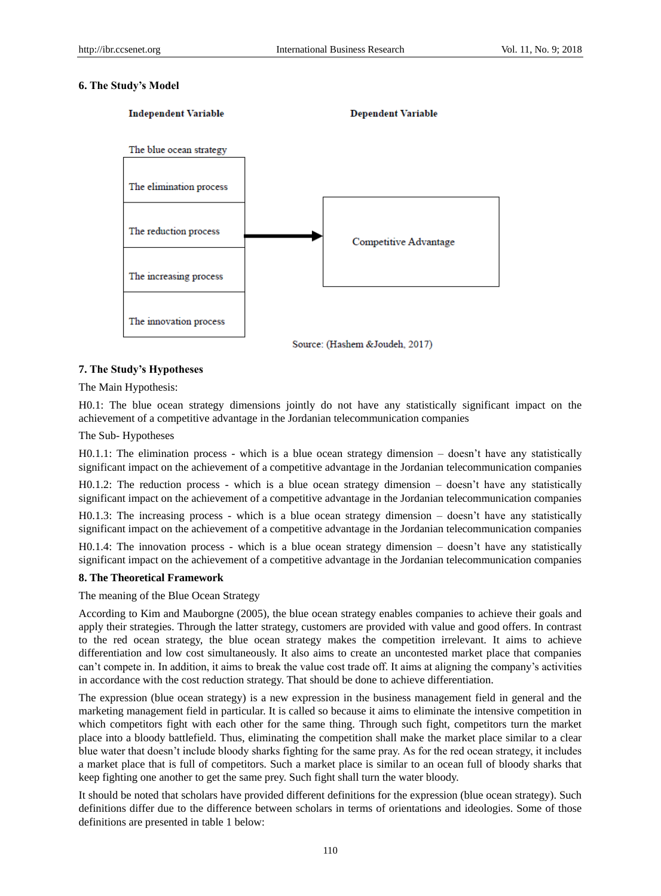## 6. The Study's Model

Independent Variable

Dependent Variable

The blue ocean strategy

| The blue ocean strategy |
|---|
| The elimination process |
| The reduction process |
| The increasing process |
| The innovation process |

→ Competitive Advantage

Source: (Hashem &Joudeh, 2017)

## 7. The Study's Hypotheses

The Main Hypothesis:

H0.1: The blue ocean strategy dimensions jointly do not have any statistically significant impact on the achievement of a competitive advantage in the Jordanian telecommunication companies

The Sub- Hypotheses

H0.1.1: The elimination process - which is a blue ocean strategy dimension – doesn't have any statistically significant impact on the achievement of a competitive advantage in the Jordanian telecommunication companies

H0.1.2: The reduction process - which is a blue ocean strategy dimension – doesn't have any statistically significant impact on the achievement of a competitive advantage in the Jordanian telecommunication companies

H0.1.3: The increasing process - which is a blue ocean strategy dimension – doesn't have any statistically significant impact on the achievement of a competitive advantage in the Jordanian telecommunication companies

H0.1.4: The innovation process - which is a blue ocean strategy dimension – doesn't have any statistically significant impact on the achievement of a competitive advantage in the Jordanian telecommunication companies

## 8. The Theoretical Framework

The meaning of the Blue Ocean Strategy

According to Kim and Mauborgne (2005), the blue ocean strategy enables companies to achieve their goals and apply their strategies. Through the latter strategy, customers are provided with value and good offers. In contrast to the red ocean strategy, the blue ocean strategy makes the competition irrelevant. It aims to achieve differentiation and low cost simultaneously. It also aims to create an uncontested market place that companies can't compete in. In addition, it aims to break the value cost trade off. It aims at aligning the company's activities in accordance with the cost reduction strategy. That should be done to achieve differentiation.

The expression (blue ocean strategy) is a new expression in the business management field in general and the marketing management field in particular. It is called so because it aims to eliminate the intensive competition in which competitors fight with each other for the same thing. Through such fight, competitors turn the market place into a bloody battlefield. Thus, eliminating the competition shall make the market place similar to a clear blue water that doesn't include bloody sharks fighting for the same pray. As for the red ocean strategy, it includes a market place that is full of competitors. Such a market place is similar to an ocean full of bloody sharks that keep fighting one another to get the same prey. Such fight shall turn the water bloody.

It should be noted that scholars have provided different definitions for the expression (blue ocean strategy). Such definitions differ due to the difference between scholars in terms of orientations and ideologies. Some of those definitions are presented in table 1 below: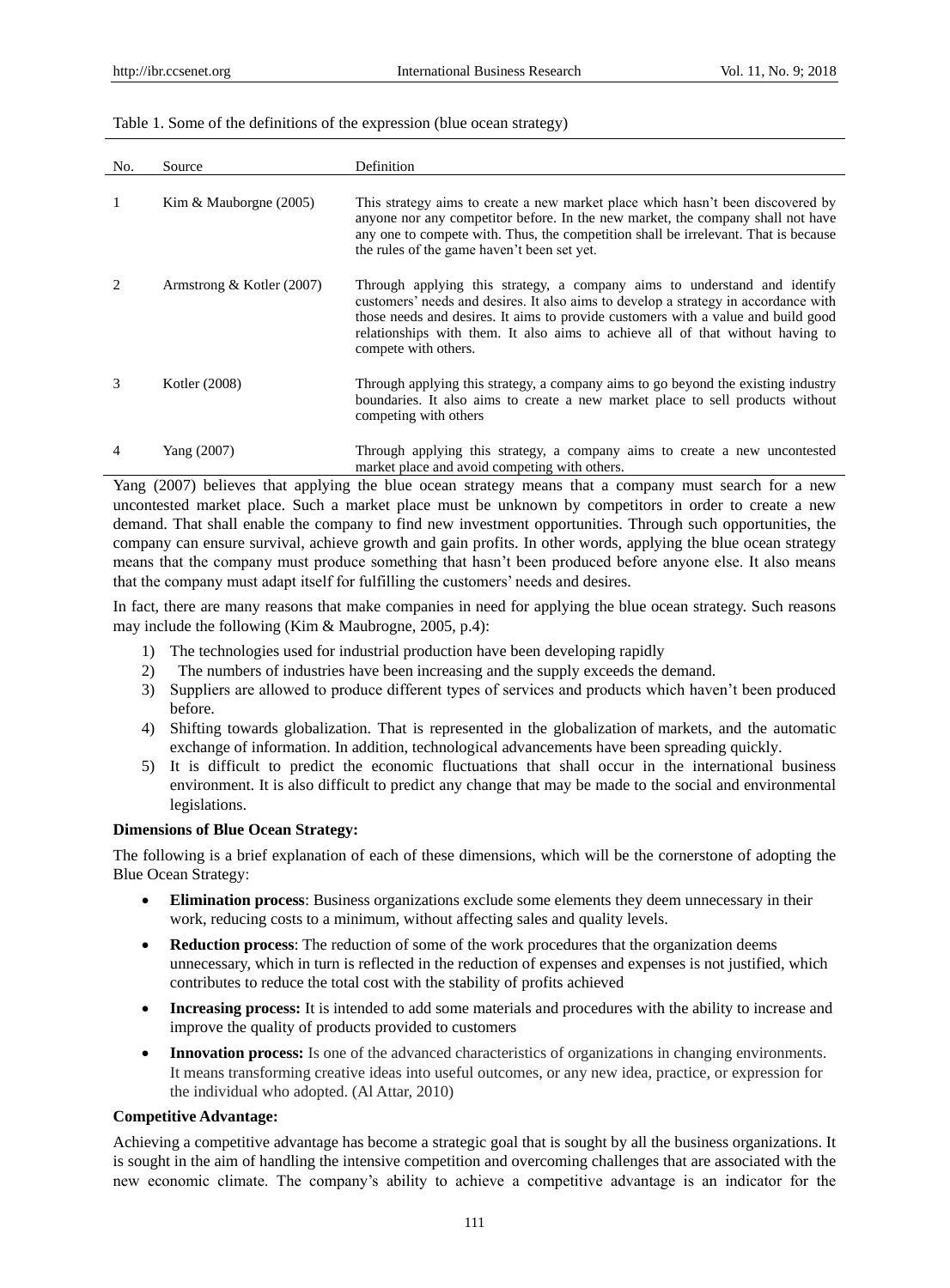Table 1. Some of the definitions of the expression (blue ocean strategy)

| No. | Source | Definition |
| --- | --- | --- |
| 1 | Kim & Mauborgne (2005) | This strategy aims to create a new market place which hasn't been discovered by anyone nor any competitor before. In the new market, the company shall not have any one to compete with. Thus, the competition shall be irrelevant. That is because the rules of the game haven't been set yet. |
| 2 | Armstrong & Kotler (2007) | Through applying this strategy, a company aims to understand and identify customers' needs and desires. It also aims to develop a strategy in accordance with those needs and desires. It aims to provide customers with a value and build good relationships with them. It also aims to achieve all of that without having to compete with others. |
| 3 | Kotler (2008) | Through applying this strategy, a company aims to go beyond the existing industry boundaries. It also aims to create a new market place to sell products without competing with others |
| 4 | Yang (2007) | Through applying this strategy, a company aims to create a new uncontested market place and avoid competing with others. |

Yang (2007) believes that applying the blue ocean strategy means that a company must search for a new uncontested market place. Such a market place must be unknown by competitors in order to create a new demand. That shall enable the company to find new investment opportunities. Through such opportunities, the company can ensure survival, achieve growth and gain profits. In other words, applying the blue ocean strategy means that the company must produce something that hasn't been produced before anyone else. It also means that the company must adapt itself for fulfilling the customers' needs and desires.

In fact, there are many reasons that make companies in need for applying the blue ocean strategy. Such reasons may include the following (Kim & Maubrogne, 2005, p.4):

1) The technologies used for industrial production have been developing rapidly
2) The numbers of industries have been increasing and the supply exceeds the demand.
3) Suppliers are allowed to produce different types of services and products which haven't been produced before.
4) Shifting towards globalization. That is represented in the globalization of markets, and the automatic exchange of information. In addition, technological advancements have been spreading quickly.
5) It is difficult to predict the economic fluctuations that shall occur in the international business environment. It is also difficult to predict any change that may be made to the social and environmental legislations.

**Dimensions of Blue Ocean Strategy:**

The following is a brief explanation of each of these dimensions, which will be the cornerstone of adopting the Blue Ocean Strategy:

- **Elimination process**: Business organizations exclude some elements they deem unnecessary in their work, reducing costs to a minimum, without affecting sales and quality levels.
- **Reduction process**: The reduction of some of the work procedures that the organization deems unnecessary, which in turn is reflected in the reduction of expenses and expenses is not justified, which contributes to reduce the total cost with the stability of profits achieved
- **Increasing process:** It is intended to add some materials and procedures with the ability to increase and improve the quality of products provided to customers
- **Innovation process:** Is one of the advanced characteristics of organizations in changing environments. It means transforming creative ideas into useful outcomes, or any new idea, practice, or expression for the individual who adopted. (Al Attar, 2010)

**Competitive Advantage:**

Achieving a competitive advantage has become a strategic goal that is sought by all the business organizations. It is sought in the aim of handling the intensive competition and overcoming challenges that are associated with the new economic climate. The company's ability to achieve a competitive advantage is an indicator for the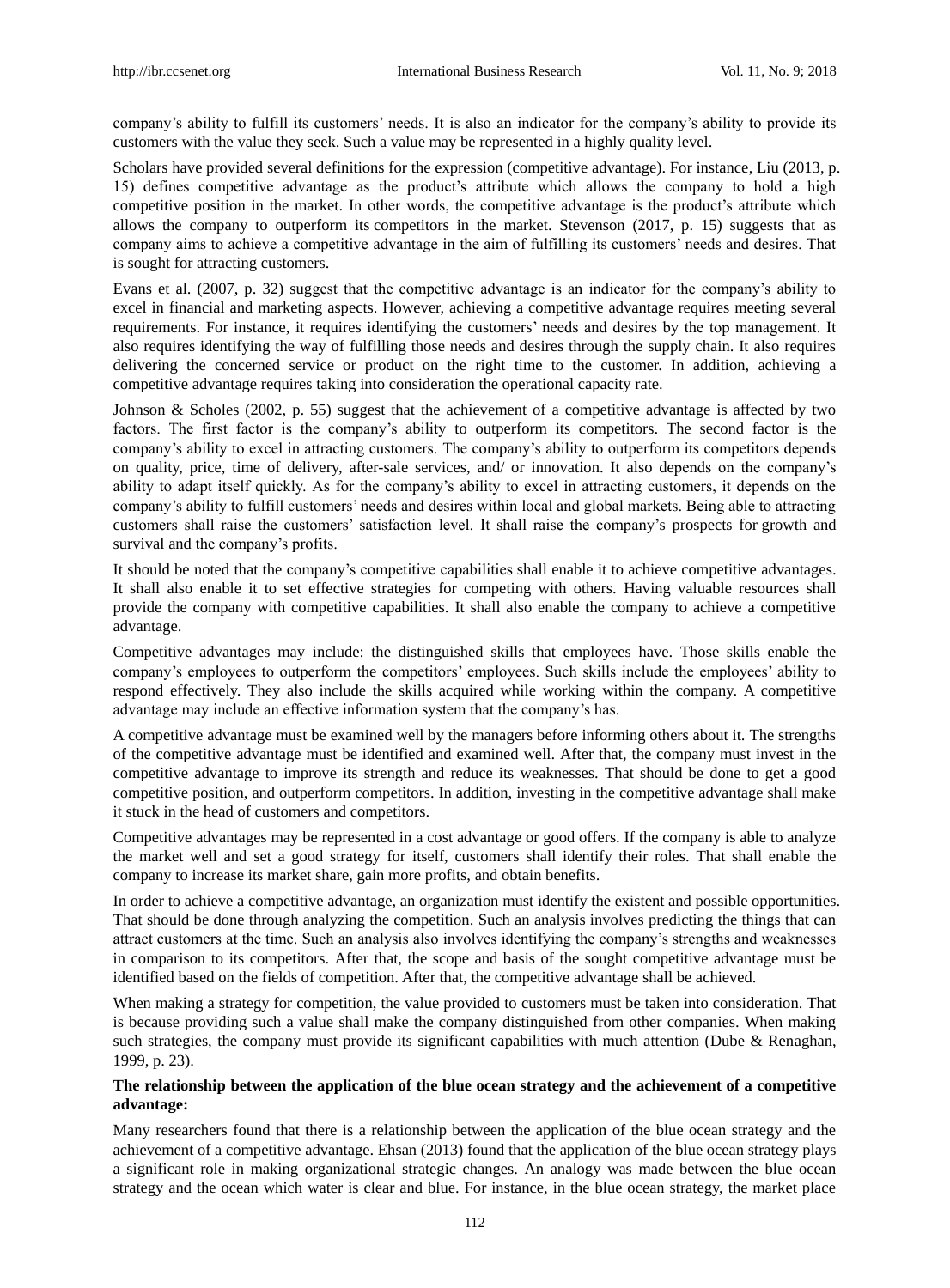company's ability to fulfill its customers' needs. It is also an indicator for the company's ability to provide its customers with the value they seek. Such a value may be represented in a highly quality level.

Scholars have provided several definitions for the expression (competitive advantage). For instance, Liu (2013, p. 15) defines competitive advantage as the product's attribute which allows the company to hold a high competitive position in the market. In other words, the competitive advantage is the product's attribute which allows the company to outperform its competitors in the market. Stevenson (2017, p. 15) suggests that as company aims to achieve a competitive advantage in the aim of fulfilling its customers' needs and desires. That is sought for attracting customers.

Evans et al. (2007, p. 32) suggest that the competitive advantage is an indicator for the company's ability to excel in financial and marketing aspects. However, achieving a competitive advantage requires meeting several requirements. For instance, it requires identifying the customers' needs and desires by the top management. It also requires identifying the way of fulfilling those needs and desires through the supply chain. It also requires delivering the concerned service or product on the right time to the customer. In addition, achieving a competitive advantage requires taking into consideration the operational capacity rate.

Johnson & Scholes (2002, p. 55) suggest that the achievement of a competitive advantage is affected by two factors. The first factor is the company's ability to outperform its competitors. The second factor is the company's ability to excel in attracting customers. The company's ability to outperform its competitors depends on quality, price, time of delivery, after-sale services, and/ or innovation. It also depends on the company's ability to adapt itself quickly. As for the company's ability to excel in attracting customers, it depends on the company's ability to fulfill customers' needs and desires within local and global markets. Being able to attracting customers shall raise the customers' satisfaction level. It shall raise the company's prospects for growth and survival and the company's profits.

It should be noted that the company's competitive capabilities shall enable it to achieve competitive advantages. It shall also enable it to set effective strategies for competing with others. Having valuable resources shall provide the company with competitive capabilities. It shall also enable the company to achieve a competitive advantage.

Competitive advantages may include: the distinguished skills that employees have. Those skills enable the company's employees to outperform the competitors' employees. Such skills include the employees' ability to respond effectively. They also include the skills acquired while working within the company. A competitive advantage may include an effective information system that the company's has.

A competitive advantage must be examined well by the managers before informing others about it. The strengths of the competitive advantage must be identified and examined well. After that, the company must invest in the competitive advantage to improve its strength and reduce its weaknesses. That should be done to get a good competitive position, and outperform competitors. In addition, investing in the competitive advantage shall make it stuck in the head of customers and competitors.

Competitive advantages may be represented in a cost advantage or good offers. If the company is able to analyze the market well and set a good strategy for itself, customers shall identify their roles. That shall enable the company to increase its market share, gain more profits, and obtain benefits.

In order to achieve a competitive advantage, an organization must identify the existent and possible opportunities. That should be done through analyzing the competition. Such an analysis involves predicting the things that can attract customers at the time. Such an analysis also involves identifying the company's strengths and weaknesses in comparison to its competitors. After that, the scope and basis of the sought competitive advantage must be identified based on the fields of competition. After that, the competitive advantage shall be achieved.

When making a strategy for competition, the value provided to customers must be taken into consideration. That is because providing such a value shall make the company distinguished from other companies. When making such strategies, the company must provide its significant capabilities with much attention (Dube & Renaghan, 1999, p. 23).

**The relationship between the application of the blue ocean strategy and the achievement of a competitive advantage:**

Many researchers found that there is a relationship between the application of the blue ocean strategy and the achievement of a competitive advantage. Ehsan (2013) found that the application of the blue ocean strategy plays a significant role in making organizational strategic changes. An analogy was made between the blue ocean strategy and the ocean which water is clear and blue. For instance, in the blue ocean strategy, the market place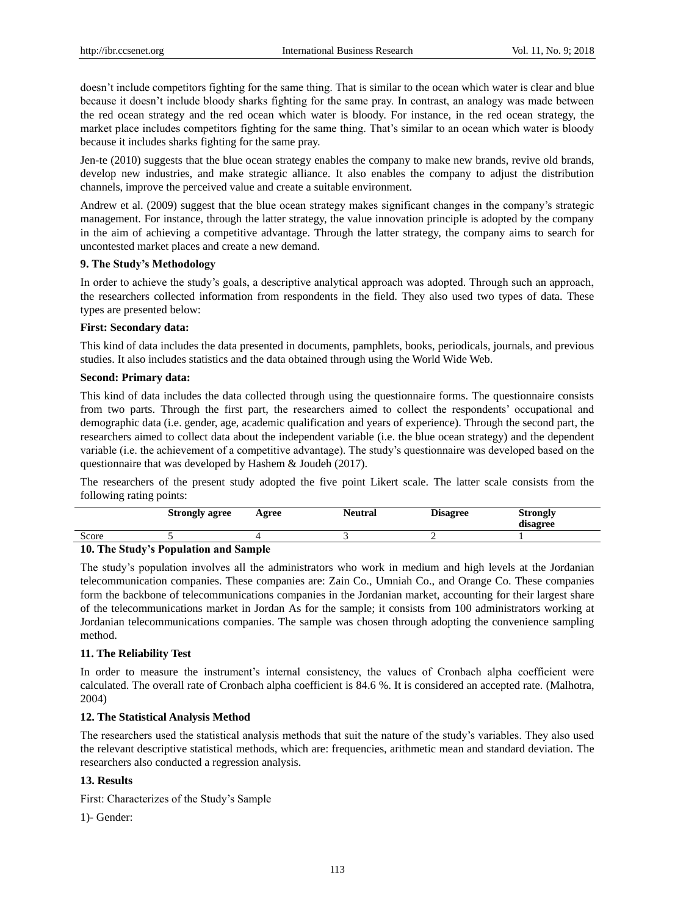doesn't include competitors fighting for the same thing. That is similar to the ocean which water is clear and blue because it doesn't include bloody sharks fighting for the same pray. In contrast, an analogy was made between the red ocean strategy and the red ocean which water is bloody. For instance, in the red ocean strategy, the market place includes competitors fighting for the same thing. That's similar to an ocean which water is bloody because it includes sharks fighting for the same pray.

Jen-te (2010) suggests that the blue ocean strategy enables the company to make new brands, revive old brands, develop new industries, and make strategic alliance. It also enables the company to adjust the distribution channels, improve the perceived value and create a suitable environment.

Andrew et al. (2009) suggest that the blue ocean strategy makes significant changes in the company's strategic management. For instance, through the latter strategy, the value innovation principle is adopted by the company in the aim of achieving a competitive advantage. Through the latter strategy, the company aims to search for uncontested market places and create a new demand.

## 9. The Study's Methodology

In order to achieve the study's goals, a descriptive analytical approach was adopted. Through such an approach, the researchers collected information from respondents in the field. They also used two types of data. These types are presented below:

**First: Secondary data:**

This kind of data includes the data presented in documents, pamphlets, books, periodicals, journals, and previous studies. It also includes statistics and the data obtained through using the World Wide Web.

**Second: Primary data:**

This kind of data includes the data collected through using the questionnaire forms. The questionnaire consists from two parts. Through the first part, the researchers aimed to collect the respondents' occupational and demographic data (i.e. gender, age, academic qualification and years of experience). Through the second part, the researchers aimed to collect data about the independent variable (i.e. the blue ocean strategy) and the dependent variable (i.e. the achievement of a competitive advantage). The study's questionnaire was developed based on the questionnaire that was developed by Hashem & Joudeh (2017).

The researchers of the present study adopted the five point Likert scale. The latter scale consists from the following rating points:

| | Strongly agree | Agree | Neutral | Disagree | Strongly disagree |
|---|---|---|---|---|---|
| Score | 5 | 4 | 3 | 2 | 1 |

## 10. The Study's Population and Sample

The study's population involves all the administrators who work in medium and high levels at the Jordanian telecommunication companies. These companies are: Zain Co., Umniah Co., and Orange Co. These companies form the backbone of telecommunications companies in the Jordanian market, accounting for their largest share of the telecommunications market in Jordan As for the sample; it consists from 100 administrators working at Jordanian telecommunications companies. The sample was chosen through adopting the convenience sampling method.

## 11. The Reliability Test

In order to measure the instrument's internal consistency, the values of Cronbach alpha coefficient were calculated. The overall rate of Cronbach alpha coefficient is 84.6 %. It is considered an accepted rate. (Malhotra, 2004)

## 12. The Statistical Analysis Method

The researchers used the statistical analysis methods that suit the nature of the study's variables. They also used the relevant descriptive statistical methods, which are: frequencies, arithmetic mean and standard deviation. The researchers also conducted a regression analysis.

## 13. Results

First: Characterizes of the Study's Sample

1)- Gender: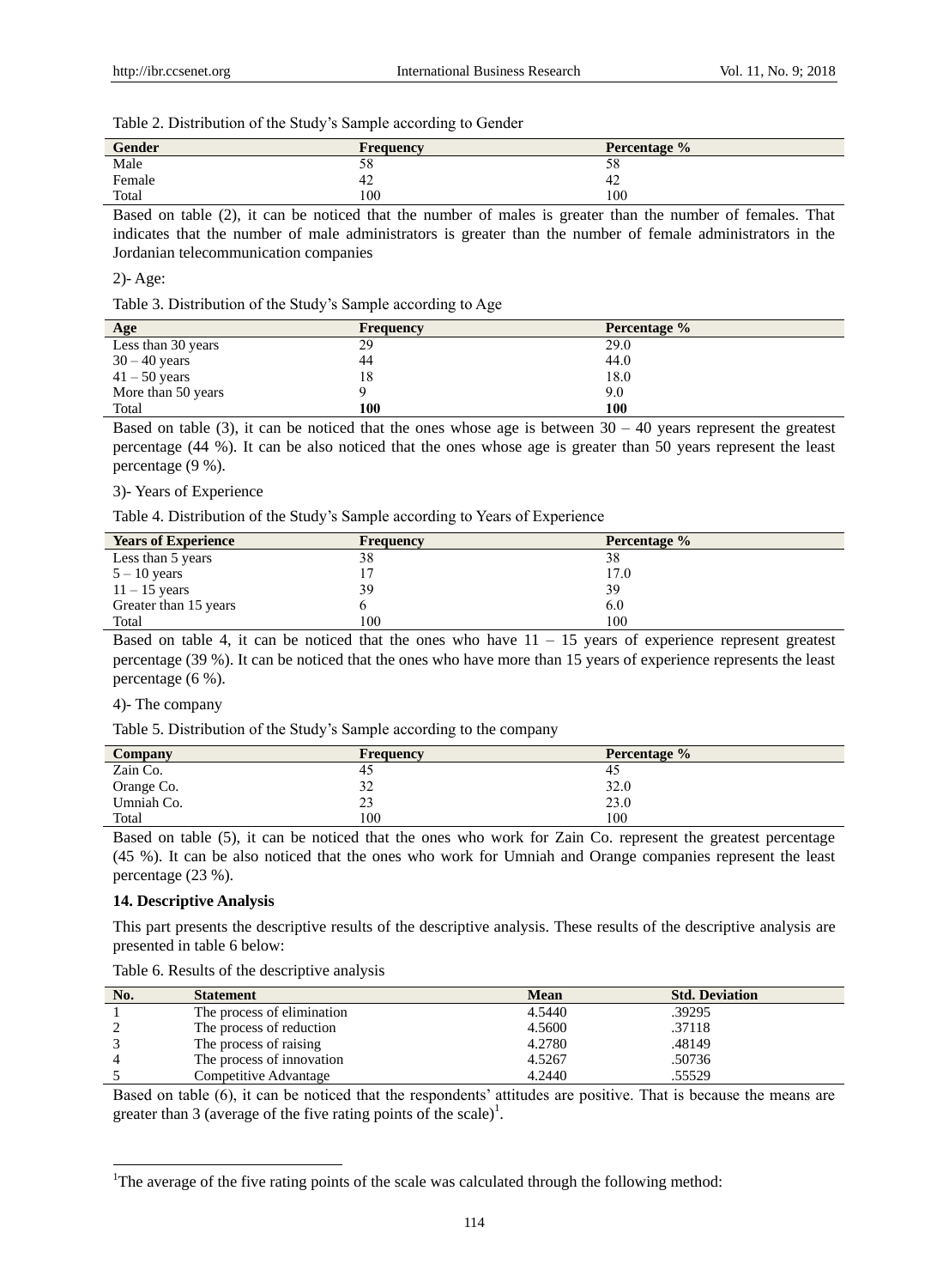Table 2. Distribution of the Study's Sample according to Gender

| Gender | Frequency | Percentage % |
|---|---|---|
| Male | 58 | 58 |
| Female | 42 | 42 |
| Total | 100 | 100 |

Based on table (2), it can be noticed that the number of males is greater than the number of females. That indicates that the number of male administrators is greater than the number of female administrators in the Jordanian telecommunication companies

2)- Age:

Table 3. Distribution of the Study's Sample according to Age

| Age | Frequency | Percentage % |
|---|---|---|
| Less than 30 years | 29 | 29.0 |
| 30 – 40 years | 44 | 44.0 |
| 41 – 50 years | 18 | 18.0 |
| More than 50 years | 9 | 9.0 |
| Total | **100** | **100** |

Based on table (3), it can be noticed that the ones whose age is between 30 – 40 years represent the greatest percentage (44 %). It can be also noticed that the ones whose age is greater than 50 years represent the least percentage (9 %).

3)- Years of Experience

Table 4. Distribution of the Study's Sample according to Years of Experience

| Years of Experience | Frequency | Percentage % |
|---|---|---|
| Less than 5 years | 38 | 38 |
| 5 – 10 years | 17 | 17.0 |
| 11 – 15 years | 39 | 39 |
| Greater than 15 years | 6 | 6.0 |
| Total | 100 | 100 |

Based on table 4, it can be noticed that the ones who have 11 – 15 years of experience represent greatest percentage (39 %). It can be noticed that the ones who have more than 15 years of experience represents the least percentage (6 %).

4)- The company

Table 5. Distribution of the Study's Sample according to the company

| Company | Frequency | Percentage % |
|---|---|---|
| Zain Co. | 45 | 45 |
| Orange Co. | 32 | 32.0 |
| Umniah Co. | 23 | 23.0 |
| Total | 100 | 100 |

Based on table (5), it can be noticed that the ones who work for Zain Co. represent the greatest percentage (45 %). It can be also noticed that the ones who work for Umniah and Orange companies represent the least percentage (23 %).

**14. Descriptive Analysis**

This part presents the descriptive results of the descriptive analysis. These results of the descriptive analysis are presented in table 6 below:

Table 6. Results of the descriptive analysis

| No. | Statement | Mean | Std. Deviation |
|---|---|---|---|
| 1 | The process of elimination | 4.5440 | .39295 |
| 2 | The process of reduction | 4.5600 | .37118 |
| 3 | The process of raising | 4.2780 | .48149 |
| 4 | The process of innovation | 4.5267 | .50736 |
| 5 | Competitive Advantage | 4.2440 | .55529 |

Based on table (6), it can be noticed that the respondents' attitudes are positive. That is because the means are greater than 3 (average of the five rating points of the scale)[1].

[1]The average of the five rating points of the scale was calculated through the following method: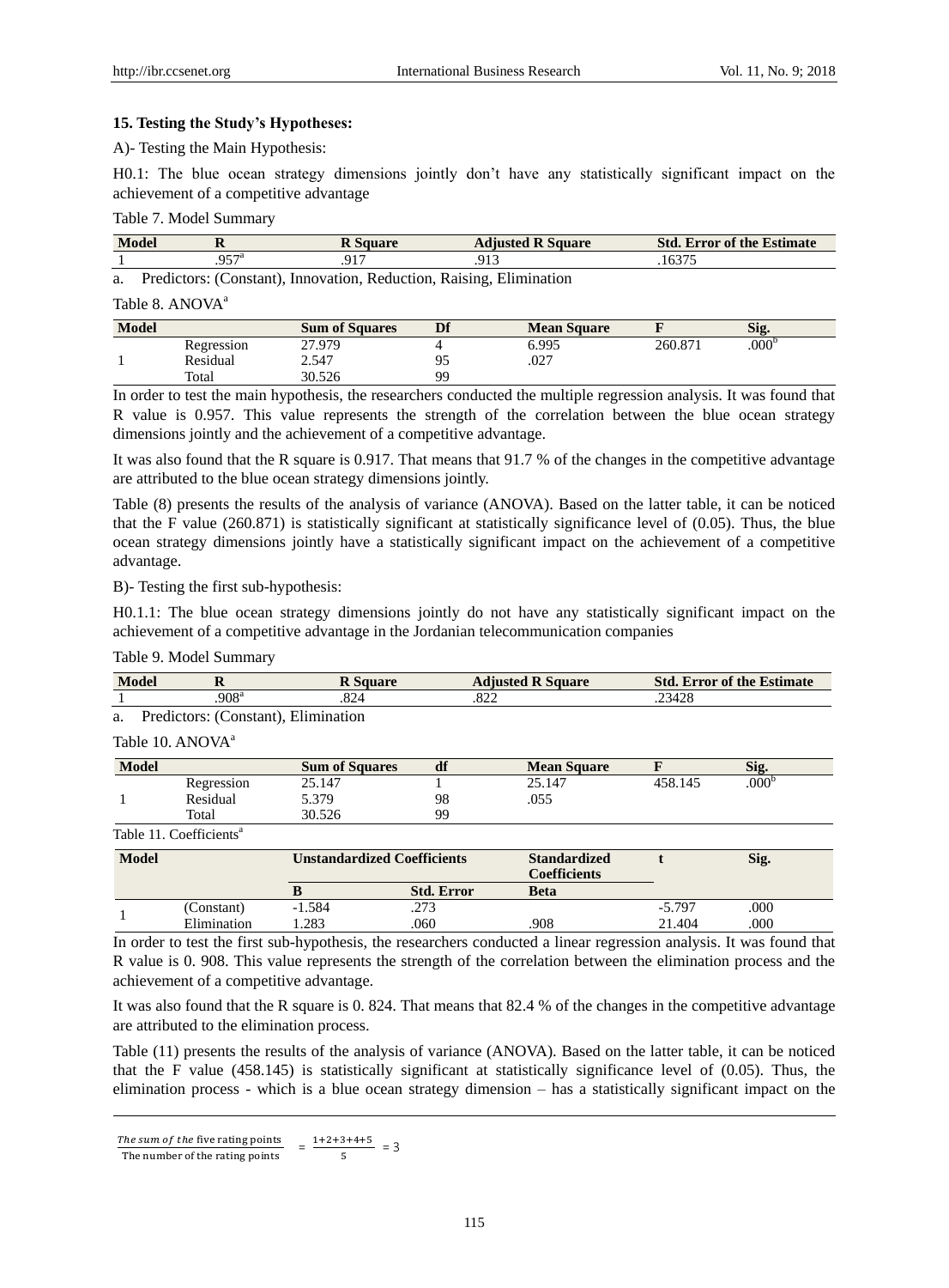**15. Testing the Study's Hypotheses:**

A)- Testing the Main Hypothesis:

H0.1: The blue ocean strategy dimensions jointly don't have any statistically significant impact on the achievement of a competitive advantage

Table 7. Model Summary

| Model | R | R Square | Adjusted R Square | Std. Error of the Estimate |
|---|---|---|---|---|
| 1 | .957[a] | .917 | .913 | .16375 |

a. Predictors: (Constant), Innovation, Reduction, Raising, Elimination

Table 8. ANOVA[a]

| Model | | Sum of Squares | Df | Mean Square | F | Sig. |
|---|---|---|---|---|---|---|
| 1 | Regression | 27.979 | 4 | 6.995 | 260.871 | .000[b] |
| | Residual | 2.547 | 95 | .027 | | |
| | Total | 30.526 | 99 | | | |

In order to test the main hypothesis, the researchers conducted the multiple regression analysis. It was found that R value is 0.957. This value represents the strength of the correlation between the blue ocean strategy dimensions jointly and the achievement of a competitive advantage.

It was also found that the R square is 0.917. That means that 91.7 % of the changes in the competitive advantage are attributed to the blue ocean strategy dimensions jointly.

Table (8) presents the results of the analysis of variance (ANOVA). Based on the latter table, it can be noticed that the F value (260.871) is statistically significant at statistically significance level of (0.05). Thus, the blue ocean strategy dimensions jointly have a statistically significant impact on the achievement of a competitive advantage.

B)- Testing the first sub-hypothesis:

H0.1.1: The blue ocean strategy dimensions jointly do not have any statistically significant impact on the achievement of a competitive advantage in the Jordanian telecommunication companies

Table 9. Model Summary

| Model | R | R Square | Adjusted R Square | Std. Error of the Estimate |
|---|---|---|---|---|
| 1 | .908[a] | .824 | .822 | .23428 |

a. Predictors: (Constant), Elimination

Table 10. ANOVA[a]

| Model | | Sum of Squares | df | Mean Square | F | Sig. |
|---|---|---|---|---|---|---|
| 1 | Regression | 25.147 | 1 | 25.147 | 458.145 | .000[b] |
| | Residual | 5.379 | 98 | .055 | | |
| | Total | 30.526 | 99 | | | |

Table 11. Coefficients[a]

| Model | | Unstandardized Coefficients | | Standardized Coefficients | t | Sig. |
|---|---|---|---|---|---|---|
| | | B | Std. Error | Beta | | |
| 1 | (Constant) | -1.584 | .273 | | -5.797 | .000 |
| | Elimination | 1.283 | .060 | .908 | 21.404 | .000 |

In order to test the first sub-hypothesis, the researchers conducted a linear regression analysis. It was found that R value is 0. 908. This value represents the strength of the correlation between the elimination process and the achievement of a competitive advantage.

It was also found that the R square is 0. 824. That means that 82.4 % of the changes in the competitive advantage are attributed to the elimination process.

Table (11) presents the results of the analysis of variance (ANOVA). Based on the latter table, it can be noticed that the F value (458.145) is statistically significant at statistically significance level of (0.05). Thus, the elimination process - which is a blue ocean strategy dimension – has a statistically significant impact on the

---

$$\frac{\textit{The sum of the}\text{ five rating points}}{\text{The number of the rating points}} = \frac{1+2+3+4+5}{5} = 3$$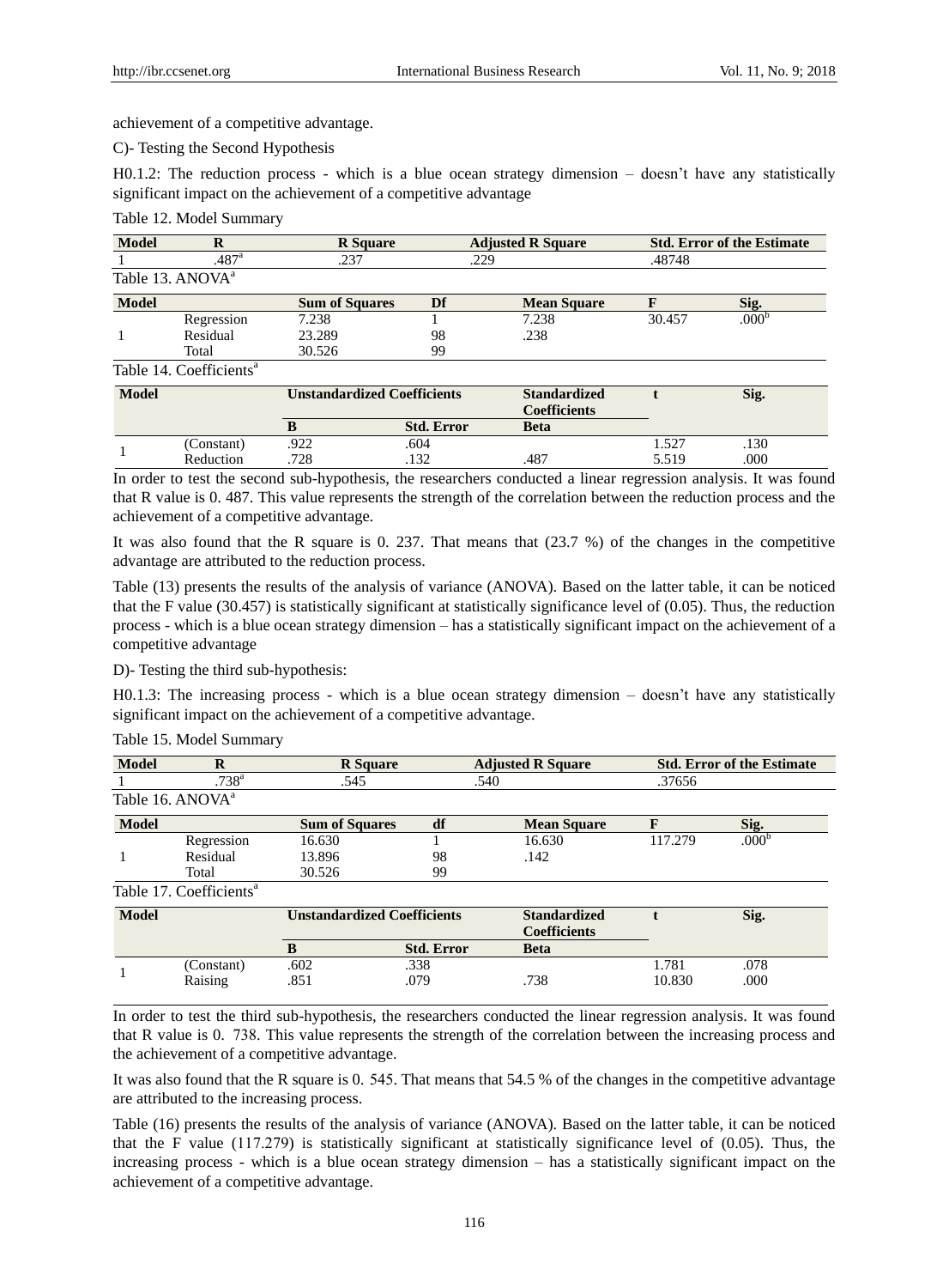achievement of a competitive advantage.

C)- Testing the Second Hypothesis

H0.1.2: The reduction process - which is a blue ocean strategy dimension – doesn't have any statistically significant impact on the achievement of a competitive advantage

Table 12. Model Summary

| Model | R | R Square | Adjusted R Square | Std. Error of the Estimate |
|---|---|---|---|---|
| 1 | .487[a] | .237 | .229 | .48748 |

Table 13. ANOVA[a]

| Model | | Sum of Squares | Df | Mean Square | F | Sig. |
|---|---|---|---|---|---|---|
| 1 | Regression | 7.238 | 1 | 7.238 | 30.457 | .000[b] |
| | Residual | 23.289 | 98 | .238 | | |
| | Total | 30.526 | 99 | | | |

Table 14. Coefficients[a]

| Model | | Unstandardized Coefficients | | Standardized Coefficients | t | Sig. |
|---|---|---|---|---|---|---|
| | | B | Std. Error | Beta | | |
| 1 | (Constant) | .922 | .604 | | 1.527 | .130 |
| | Reduction | .728 | .132 | .487 | 5.519 | .000 |

In order to test the second sub-hypothesis, the researchers conducted a linear regression analysis. It was found that R value is 0. 487. This value represents the strength of the correlation between the reduction process and the achievement of a competitive advantage.

It was also found that the R square is 0. 237. That means that (23.7 %) of the changes in the competitive advantage are attributed to the reduction process.

Table (13) presents the results of the analysis of variance (ANOVA). Based on the latter table, it can be noticed that the F value (30.457) is statistically significant at statistically significance level of (0.05). Thus, the reduction process - which is a blue ocean strategy dimension – has a statistically significant impact on the achievement of a competitive advantage

D)- Testing the third sub-hypothesis:

H0.1.3: The increasing process - which is a blue ocean strategy dimension – doesn't have any statistically significant impact on the achievement of a competitive advantage.

Table 15. Model Summary

| Model | R | R Square | Adjusted R Square | Std. Error of the Estimate |
|---|---|---|---|---|
| 1 | .738[a] | .545 | .540 | .37656 |

Table 16. ANOVA[a]

| Model | | Sum of Squares | df | Mean Square | F | Sig. |
|---|---|---|---|---|---|---|
| 1 | Regression | 16.630 | 1 | 16.630 | 117.279 | .000[b] |
| | Residual | 13.896 | 98 | .142 | | |
| | Total | 30.526 | 99 | | | |

Table 17. Coefficients[a]

| Model | | Unstandardized Coefficients | | Standardized Coefficients | t | Sig. |
|---|---|---|---|---|---|---|
| | | B | Std. Error | Beta | | |
| 1 | (Constant) | .602 | .338 | | 1.781 | .078 |
| | Raising | .851 | .079 | .738 | 10.830 | .000 |

In order to test the third sub-hypothesis, the researchers conducted the linear regression analysis. It was found that R value is 0. 738. This value represents the strength of the correlation between the increasing process and the achievement of a competitive advantage.

It was also found that the R square is 0. 545. That means that 54.5 % of the changes in the competitive advantage are attributed to the increasing process.

Table (16) presents the results of the analysis of variance (ANOVA). Based on the latter table, it can be noticed that the F value (117.279) is statistically significant at statistically significance level of (0.05). Thus, the increasing process - which is a blue ocean strategy dimension – has a statistically significant impact on the achievement of a competitive advantage.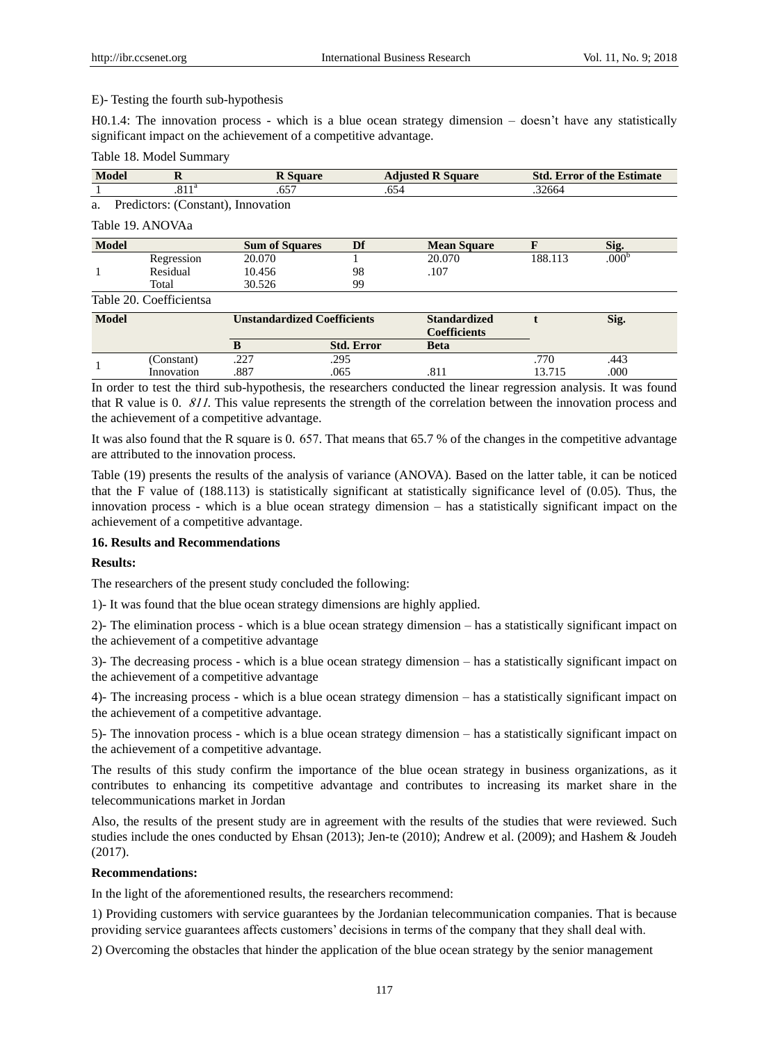E)- Testing the fourth sub-hypothesis

H0.1.4: The innovation process - which is a blue ocean strategy dimension – doesn't have any statistically significant impact on the achievement of a competitive advantage.

Table 18. Model Summary

| Model | R | R Square | Adjusted R Square | Std. Error of the Estimate |
|---|---|---|---|---|
| 1 | .811[a] | .657 | .654 | .32664 |

a. Predictors: (Constant), Innovation

Table 19. ANOVAa

| Model | | Sum of Squares | Df | Mean Square | F | Sig. |
|---|---|---|---|---|---|---|
| 1 | Regression | 20.070 | 1 | 20.070 | 188.113 | .000[b] |
| | Residual | 10.456 | 98 | .107 | | |
| | Total | 30.526 | 99 | | | |

Table 20. Coefficientsa

| Model | | Unstandardized Coefficients | | Standardized Coefficients | t | Sig. |
|---|---|---|---|---|---|---|
| | | B | Std. Error | Beta | | |
| 1 | (Constant) | .227 | .295 | | .770 | .443 |
| | Innovation | .887 | .065 | .811 | 13.715 | .000 |

In order to test the third sub-hypothesis, the researchers conducted the linear regression analysis. It was found that R value is 0. *811*. This value represents the strength of the correlation between the innovation process and the achievement of a competitive advantage.

It was also found that the R square is 0. 657. That means that 65.7 % of the changes in the competitive advantage are attributed to the innovation process.

Table (19) presents the results of the analysis of variance (ANOVA). Based on the latter table, it can be noticed that the F value of (188.113) is statistically significant at statistically significance level of (0.05). Thus, the innovation process - which is a blue ocean strategy dimension – has a statistically significant impact on the achievement of a competitive advantage.

**16. Results and Recommendations**

**Results:**

The researchers of the present study concluded the following:

1)- It was found that the blue ocean strategy dimensions are highly applied.

2)- The elimination process - which is a blue ocean strategy dimension – has a statistically significant impact on the achievement of a competitive advantage

3)- The decreasing process - which is a blue ocean strategy dimension – has a statistically significant impact on the achievement of a competitive advantage

4)- The increasing process - which is a blue ocean strategy dimension – has a statistically significant impact on the achievement of a competitive advantage.

5)- The innovation process - which is a blue ocean strategy dimension – has a statistically significant impact on the achievement of a competitive advantage.

The results of this study confirm the importance of the blue ocean strategy in business organizations, as it contributes to enhancing its competitive advantage and contributes to increasing its market share in the telecommunications market in Jordan

Also, the results of the present study are in agreement with the results of the studies that were reviewed. Such studies include the ones conducted by Ehsan (2013); Jen-te (2010); Andrew et al. (2009); and Hashem & Joudeh (2017).

**Recommendations:**

In the light of the aforementioned results, the researchers recommend:

1) Providing customers with service guarantees by the Jordanian telecommunication companies. That is because providing service guarantees affects customers' decisions in terms of the company that they shall deal with.

2) Overcoming the obstacles that hinder the application of the blue ocean strategy by the senior management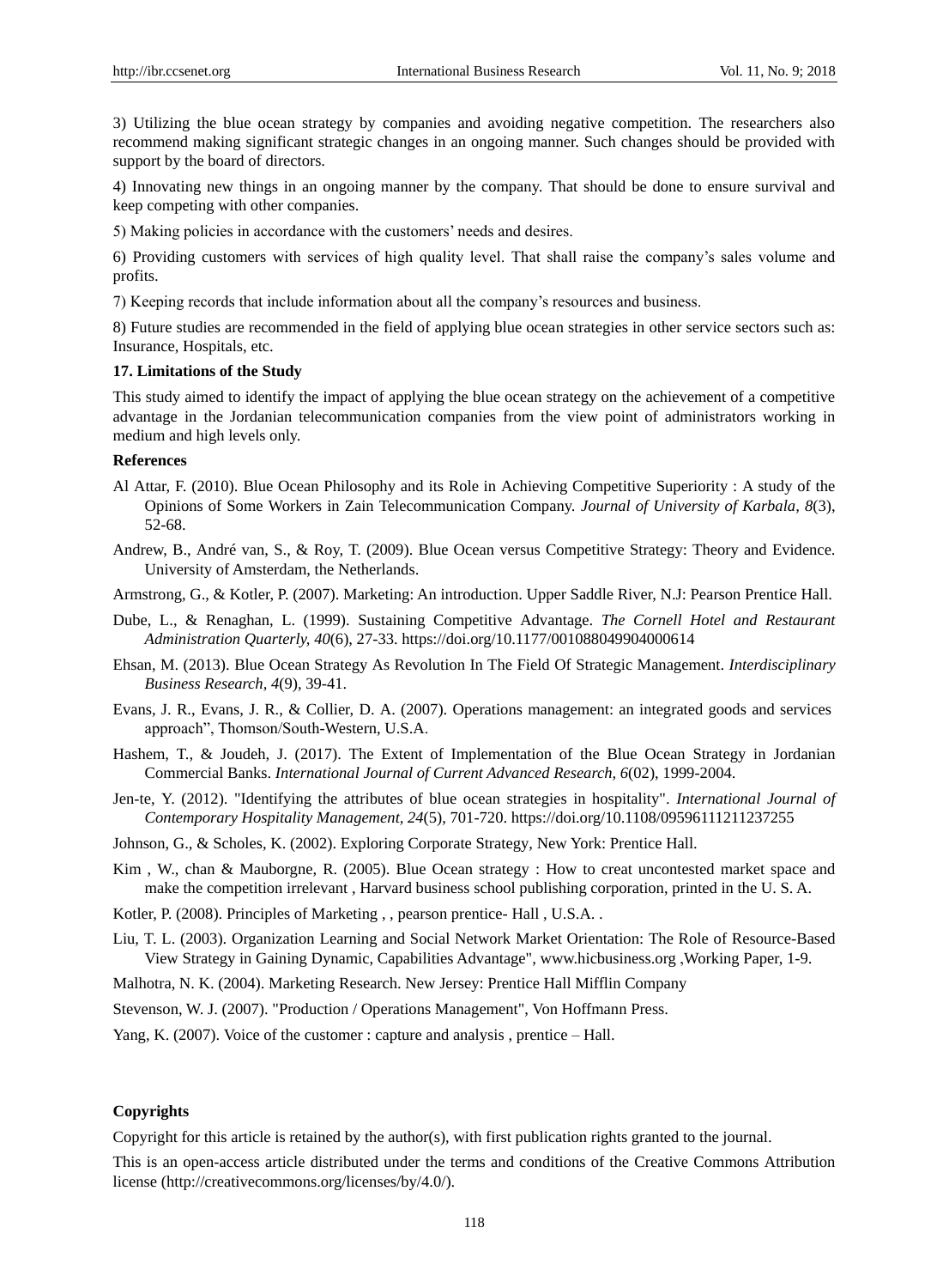3) Utilizing the blue ocean strategy by companies and avoiding negative competition. The researchers also recommend making significant strategic changes in an ongoing manner. Such changes should be provided with support by the board of directors.

4) Innovating new things in an ongoing manner by the company. That should be done to ensure survival and keep competing with other companies.

5) Making policies in accordance with the customers' needs and desires.

6) Providing customers with services of high quality level. That shall raise the company's sales volume and profits.

7) Keeping records that include information about all the company's resources and business.

8) Future studies are recommended in the field of applying blue ocean strategies in other service sectors such as: Insurance, Hospitals, etc.

## 17. Limitations of the Study

This study aimed to identify the impact of applying the blue ocean strategy on the achievement of a competitive advantage in the Jordanian telecommunication companies from the view point of administrators working in medium and high levels only.

## References

Al Attar, F. (2010). Blue Ocean Philosophy and its Role in Achieving Competitive Superiority : A study of the Opinions of Some Workers in Zain Telecommunication Company. *Journal of University of Karbala, 8*(3), 52-68.

Andrew, B., André van, S., & Roy, T. (2009). Blue Ocean versus Competitive Strategy: Theory and Evidence. University of Amsterdam, the Netherlands.

Armstrong, G., & Kotler, P. (2007). Marketing: An introduction. Upper Saddle River, N.J: Pearson Prentice Hall.

Dube, L., & Renaghan, L. (1999). Sustaining Competitive Advantage. *The Cornell Hotel and Restaurant Administration Quarterly, 40*(6), 27-33. https://doi.org/10.1177/001088049904000614

Ehsan, M. (2013). Blue Ocean Strategy As Revolution In The Field Of Strategic Management. *Interdisciplinary Business Research, 4*(9), 39-41.

Evans, J. R., Evans, J. R., & Collier, D. A. (2007). Operations management: an integrated goods and services approach", Thomson/South-Western, U.S.A.

Hashem, T., & Joudeh, J. (2017). The Extent of Implementation of the Blue Ocean Strategy in Jordanian Commercial Banks. *International Journal of Current Advanced Research, 6*(02), 1999-2004.

Jen-te, Y. (2012). "Identifying the attributes of blue ocean strategies in hospitality". *International Journal of Contemporary Hospitality Management, 24*(5), 701-720. https://doi.org/10.1108/09596111211237255

Johnson, G., & Scholes, K. (2002). Exploring Corporate Strategy, New York: Prentice Hall.

Kim , W., chan & Mauborgne, R. (2005). Blue Ocean strategy : How to creat uncontested market space and make the competition irrelevant , Harvard business school publishing corporation, printed in the U. S. A.

Kotler, P. (2008). Principles of Marketing , , pearson prentice- Hall , U.S.A. .

Liu, T. L. (2003). Organization Learning and Social Network Market Orientation: The Role of Resource-Based View Strategy in Gaining Dynamic, Capabilities Advantage", www.hicbusiness.org ,Working Paper, 1-9.

Malhotra, N. K. (2004). Marketing Research. New Jersey: Prentice Hall Mifflin Company

Stevenson, W. J. (2007). "Production / Operations Management", Von Hoffmann Press.

Yang, K. (2007). Voice of the customer : capture and analysis , prentice – Hall.

## Copyrights

Copyright for this article is retained by the author(s), with first publication rights granted to the journal.

This is an open-access article distributed under the terms and conditions of the Creative Commons Attribution license (http://creativecommons.org/licenses/by/4.0/).